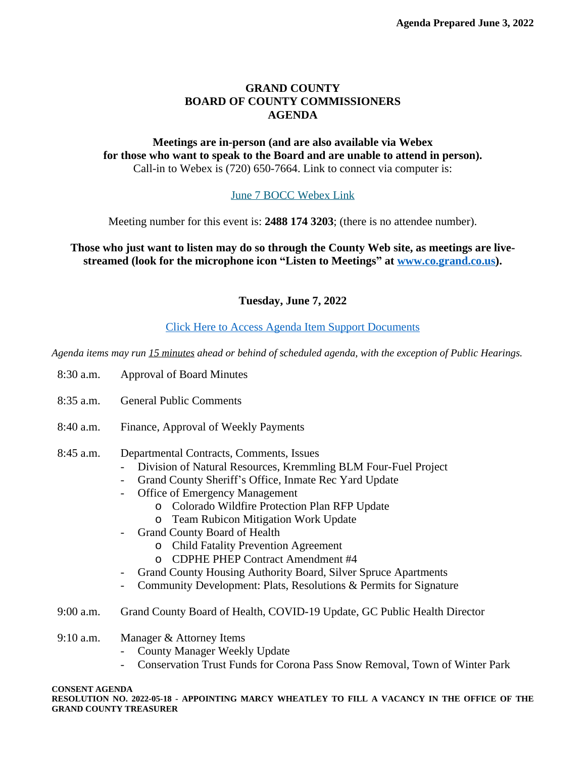**Agenda Prepared June 3, 2022**

# GRAND COUNTY
# BOARD OF COUNTY COMMISSIONERS
# AGENDA

**Meetings are in-person (and are also available via Webex for those who want to speak to the Board and are unable to attend in person).**
Call-in to Webex is (720) 650-7664. Link to connect via computer is:

June 7 BOCC Webex Link

Meeting number for this event is: **2488 174 3203**; (there is no attendee number).

**Those who just want to listen may do so through the County Web site, as meetings are live-streamed (look for the microphone icon "Listen to Meetings" at www.co.grand.co.us).**

**Tuesday, June 7, 2022**

Click Here to Access Agenda Item Support Documents

*Agenda items may run 15 minutes ahead or behind of scheduled agenda, with the exception of Public Hearings.*

8:30 a.m. Approval of Board Minutes

8:35 a.m. General Public Comments

8:40 a.m. Finance, Approval of Weekly Payments

8:45 a.m. Departmental Contracts, Comments, Issues
- Division of Natural Resources, Kremmling BLM Four-Fuel Project
- Grand County Sheriff's Office, Inmate Rec Yard Update
- Office of Emergency Management
  - Colorado Wildfire Protection Plan RFP Update
  - Team Rubicon Mitigation Work Update
- Grand County Board of Health
  - Child Fatality Prevention Agreement
  - CDPHE PHEP Contract Amendment #4
- Grand County Housing Authority Board, Silver Spruce Apartments
- Community Development: Plats, Resolutions & Permits for Signature

9:00 a.m. Grand County Board of Health, COVID-19 Update, GC Public Health Director

9:10 a.m. Manager & Attorney Items
- County Manager Weekly Update
- Conservation Trust Funds for Corona Pass Snow Removal, Town of Winter Park

**CONSENT AGENDA**
**RESOLUTION NO. 2022-05-18 - APPOINTING MARCY WHEATLEY TO FILL A VACANCY IN THE OFFICE OF THE GRAND COUNTY TREASURER**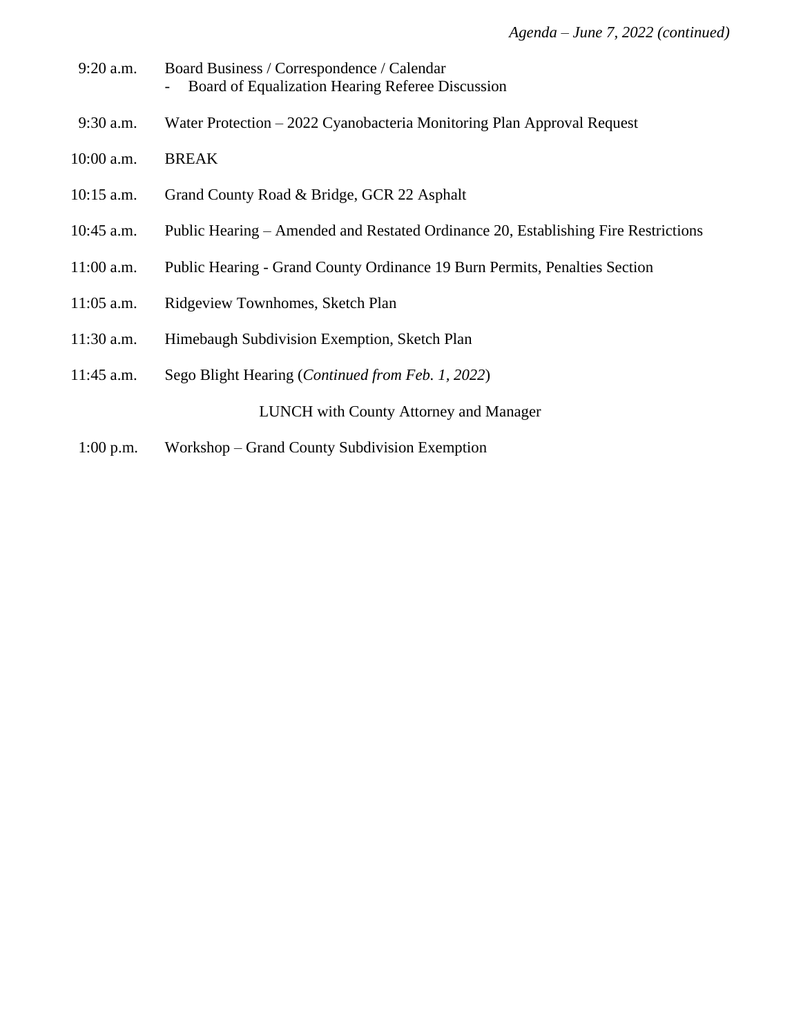| | |
|---|---|
| 9:20 a.m. | Board Business / Correspondence / Calendar<br>- Board of Equalization Hearing Referee Discussion |
| 9:30 a.m. | Water Protection – 2022 Cyanobacteria Monitoring Plan Approval Request |
| 10:00 a.m. | BREAK |
| 10:15 a.m. | Grand County Road & Bridge, GCR 22 Asphalt |
| 10:45 a.m. | Public Hearing – Amended and Restated Ordinance 20, Establishing Fire Restrictions |
| 11:00 a.m. | Public Hearing - Grand County Ordinance 19 Burn Permits, Penalties Section |
| 11:05 a.m. | Ridgeview Townhomes, Sketch Plan |
| 11:30 a.m. | Himebaugh Subdivision Exemption, Sketch Plan |
| 11:45 a.m. | Sego Blight Hearing (*Continued from Feb. 1, 2022*) |
| | LUNCH with County Attorney and Manager |
| 1:00 p.m. | Workshop – Grand County Subdivision Exemption |